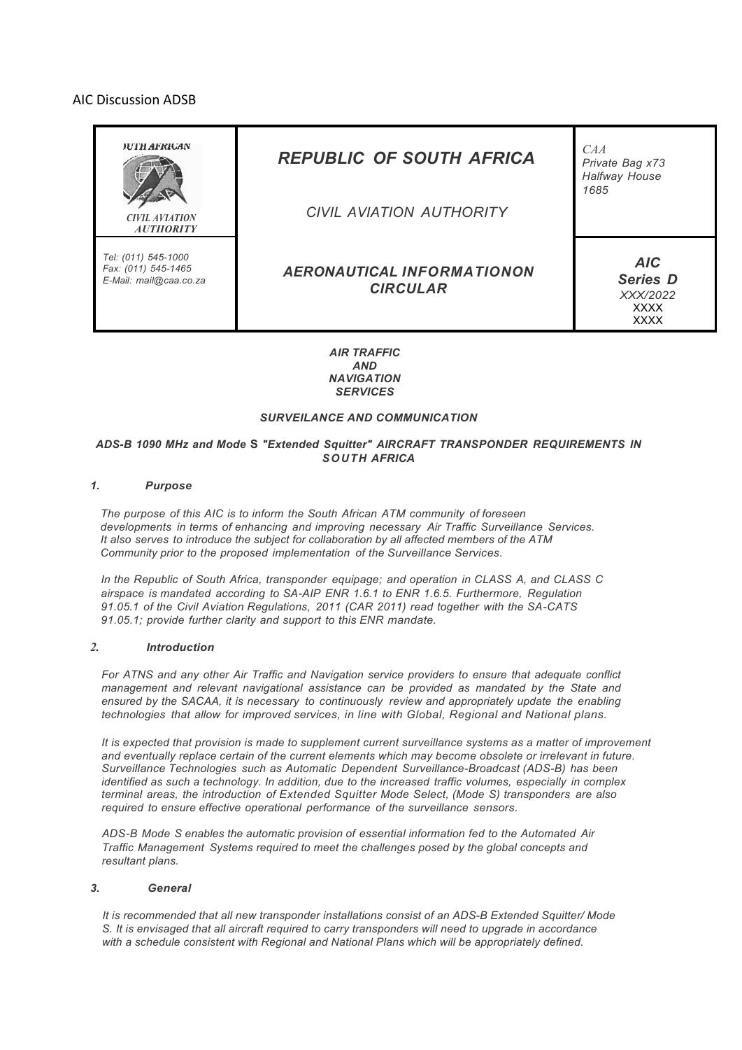AIC Discussion ADSB

| )UTH AFRICAN CIVIL AVIATION AUTIIORITY | REPUBLIC OF SOUTH AFRICA<br>CIVIL AVIATION AUTHORITY | CAA<br>Private Bag x73<br>Halfway House<br>1685 |
|---|---|---|
| Tel: (011) 545-1000<br>Fax: (011) 545-1465<br>E-Mail: mail@caa.co.za | AERONAUTICAL INFORMATIONON CIRCULAR | AIC<br>Series D<br>XXX/2022<br>XXXX<br>XXXX |

***AIR TRAFFIC AND NAVIGATION SERVICES***

***SURVEILANCE AND COMMUNICATION***

***ADS-B 1090 MHz and Mode S "Extended Squitter" AIRCRAFT TRANSPONDER REQUIREMENTS IN SOUTH AFRICA***

## *1. Purpose*

*The purpose of this AIC is to inform the South African ATM community of foreseen developments in terms of enhancing and improving necessary Air Traffic Surveillance Services. It also serves to introduce the subject for collaboration by all affected members of the ATM Community prior to the proposed implementation of the Surveillance Services.*

*In the Republic of South Africa, transponder equipage; and operation in CLASS A, and CLASS C airspace is mandated according to SA-AIP ENR 1.6.1 to ENR 1.6.5. Furthermore, Regulation 91.05.1 of the Civil Aviation Regulations, 2011 (CAR 2011) read together with the SA-CATS 91.05.1; provide further clarity and support to this ENR mandate.*

## *2. Introduction*

*For ATNS and any other Air Traffic and Navigation service providers to ensure that adequate conflict management and relevant navigational assistance can be provided as mandated by the State and ensured by the SACAA, it is necessary to continuously review and appropriately update the enabling technologies that allow for improved services, in line with Global, Regional and National plans.*

*It is expected that provision is made to supplement current surveillance systems as a matter of improvement and eventually replace certain of the current elements which may become obsolete or irrelevant in future. Surveillance Technologies such as Automatic Dependent Surveillance-Broadcast (ADS-B) has been identified as such a technology. In addition, due to the increased traffic volumes, especially in complex terminal areas, the introduction of Extended Squitter Mode Select, (Mode S) transponders are also required to ensure effective operational performance of the surveillance sensors.*

*ADS-B Mode S enables the automatic provision of essential information fed to the Automated Air Traffic Management Systems required to meet the challenges posed by the global concepts and resultant plans.*

## *3. General*

*It is recommended that all new transponder installations consist of an ADS-B Extended Squitter/ Mode S. It is envisaged that all aircraft required to carry transponders will need to upgrade in accordance with a schedule consistent with Regional and National Plans which will be appropriately defined.*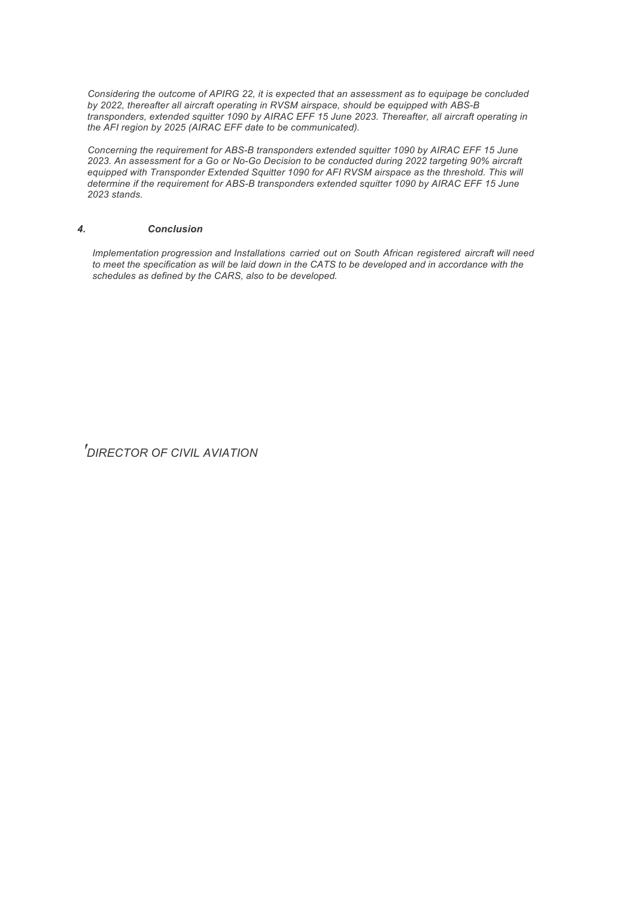*Considering the outcome of APIRG 22, it is expected that an assessment as to equipage be concluded by 2022, thereafter all aircraft operating in RVSM airspace, should be equipped with ABS-B transponders, extended squitter 1090 by AIRAC EFF 15 June 2023. Thereafter, all aircraft operating in the AFI region by 2025 (AIRAC EFF date to be communicated).*

*Concerning the requirement for ABS-B transponders extended squitter 1090 by AIRAC EFF 15 June 2023. An assessment for a Go or No-Go Decision to be conducted during 2022 targeting 90% aircraft equipped with Transponder Extended Squitter 1090 for AFI RVSM airspace as the threshold. This will determine if the requirement for ABS-B transponders extended squitter 1090 by AIRAC EFF 15 June 2023 stands.*

## *4. Conclusion*

*Implementation progression and Installations carried out on South African registered aircraft will need to meet the specification as will be laid down in the CATS to be developed and in accordance with the schedules as defined by the CARS, also to be developed.*

*DIRECTOR OF CIVIL AVIATION*